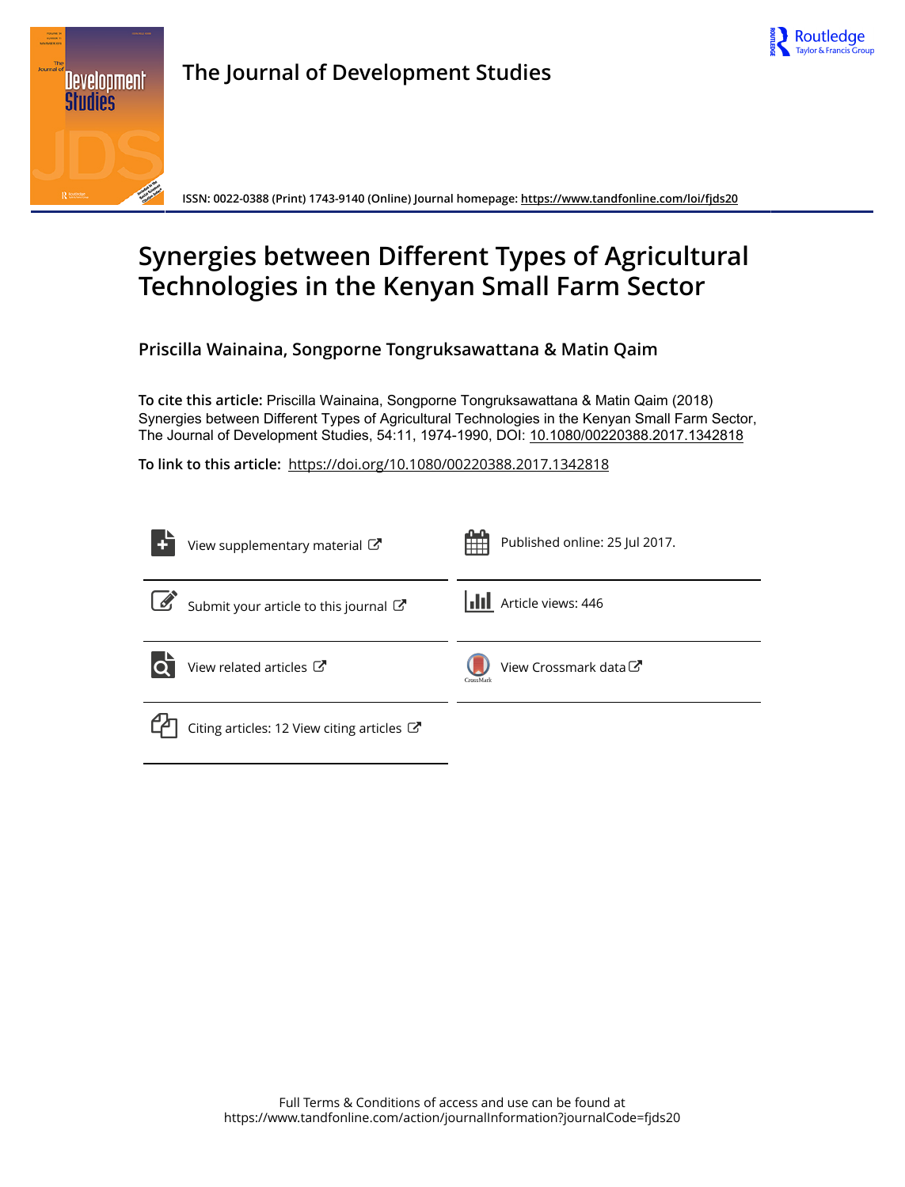The Journal of Development Studies

ISSN: 0022-0388 (Print) 1743-9140 (Online) Journal homepage: https://www.tandfonline.com/loi/fjds20

# Synergies between Different Types of Agricultural Technologies in the Kenyan Small Farm Sector

**Priscilla Wainaina, Songporne Tongruksawattana & Matin Qaim**

**To cite this article:** Priscilla Wainaina, Songporne Tongruksawattana & Matin Qaim (2018) Synergies between Different Types of Agricultural Technologies in the Kenyan Small Farm Sector, The Journal of Development Studies, 54:11, 1974-1990, DOI: 10.1080/00220388.2017.1342818

**To link to this article:** https://doi.org/10.1080/00220388.2017.1342818

View supplementary material

Published online: 25 Jul 2017.

Submit your article to this journal

Article views: 446

View related articles

View Crossmark data

Citing articles: 12 View citing articles

Full Terms & Conditions of access and use can be found at
https://www.tandfonline.com/action/journalInformation?journalCode=fjds20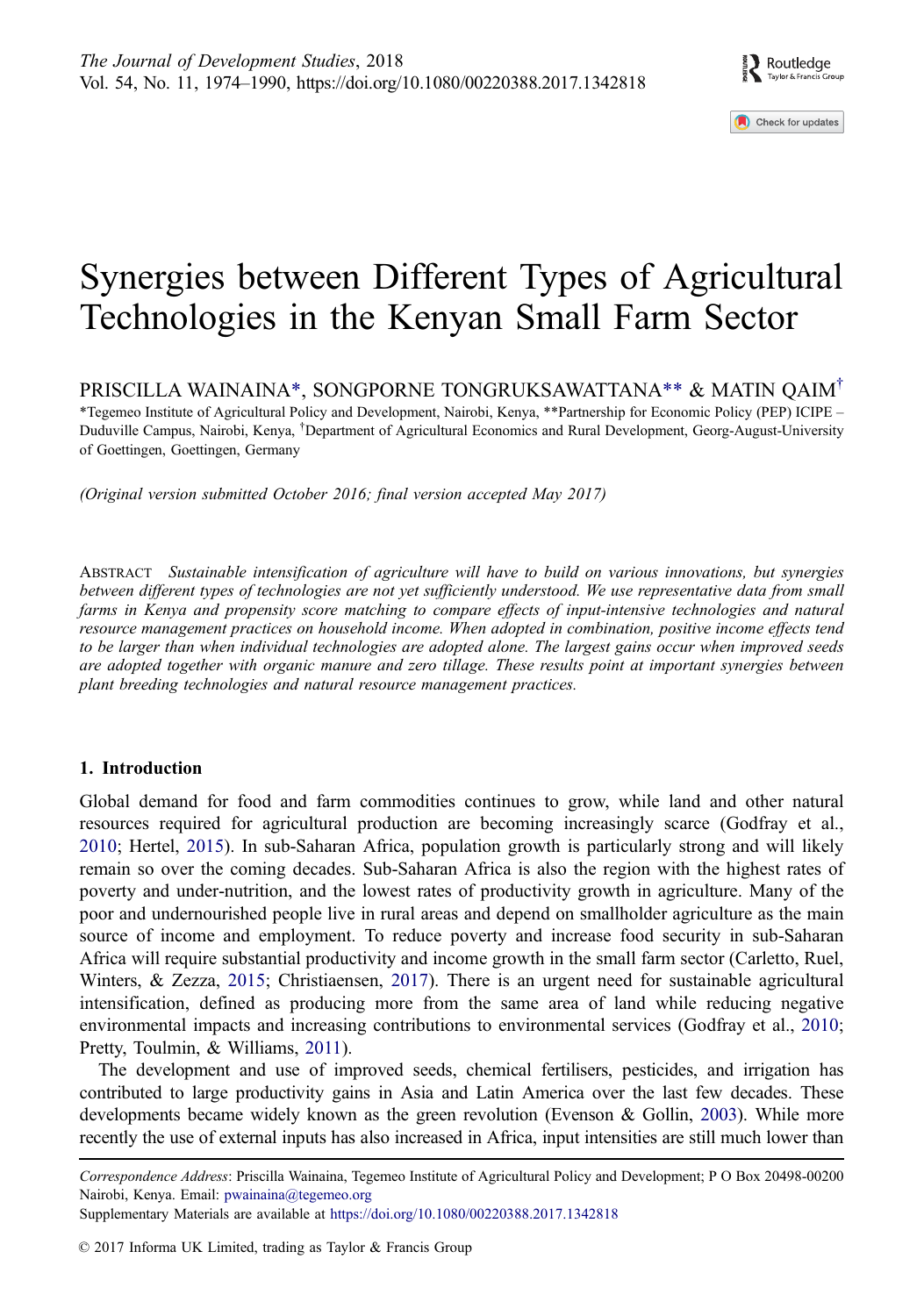# Synergies between Different Types of Agricultural Technologies in the Kenyan Small Farm Sector

PRISCILLA WAINAINA*, SONGPORNE TONGRUKSAWATTANA** & MATIN QAIM[†]

*Tegemeo Institute of Agricultural Policy and Development, Nairobi, Kenya, **Partnership for Economic Policy (PEP) ICIPE – Duduville Campus, Nairobi, Kenya, [†]Department of Agricultural Economics and Rural Development, Georg-August-University of Goettingen, Goettingen, Germany

*(Original version submitted October 2016; final version accepted May 2017)*

ABSTRACT *Sustainable intensification of agriculture will have to build on various innovations, but synergies between different types of technologies are not yet sufficiently understood. We use representative data from small farms in Kenya and propensity score matching to compare effects of input-intensive technologies and natural resource management practices on household income. When adopted in combination, positive income effects tend to be larger than when individual technologies are adopted alone. The largest gains occur when improved seeds are adopted together with organic manure and zero tillage. These results point at important synergies between plant breeding technologies and natural resource management practices.*

## 1. Introduction

Global demand for food and farm commodities continues to grow, while land and other natural resources required for agricultural production are becoming increasingly scarce (Godfray et al., 2010; Hertel, 2015). In sub-Saharan Africa, population growth is particularly strong and will likely remain so over the coming decades. Sub-Saharan Africa is also the region with the highest rates of poverty and under-nutrition, and the lowest rates of productivity growth in agriculture. Many of the poor and undernourished people live in rural areas and depend on smallholder agriculture as the main source of income and employment. To reduce poverty and increase food security in sub-Saharan Africa will require substantial productivity and income growth in the small farm sector (Carletto, Ruel, Winters, & Zezza, 2015; Christiaensen, 2017). There is an urgent need for sustainable agricultural intensification, defined as producing more from the same area of land while reducing negative environmental impacts and increasing contributions to environmental services (Godfray et al., 2010; Pretty, Toulmin, & Williams, 2011).

The development and use of improved seeds, chemical fertilisers, pesticides, and irrigation has contributed to large productivity gains in Asia and Latin America over the last few decades. These developments became widely known as the green revolution (Evenson & Gollin, 2003). While more recently the use of external inputs has also increased in Africa, input intensities are still much lower than

---

*Correspondence Address*: Priscilla Wainaina, Tegemeo Institute of Agricultural Policy and Development; P O Box 20498-00200 Nairobi, Kenya. Email: pwainaina@tegemeo.org

Supplementary Materials are available at https://doi.org/10.1080/00220388.2017.1342818

© 2017 Informa UK Limited, trading as Taylor & Francis Group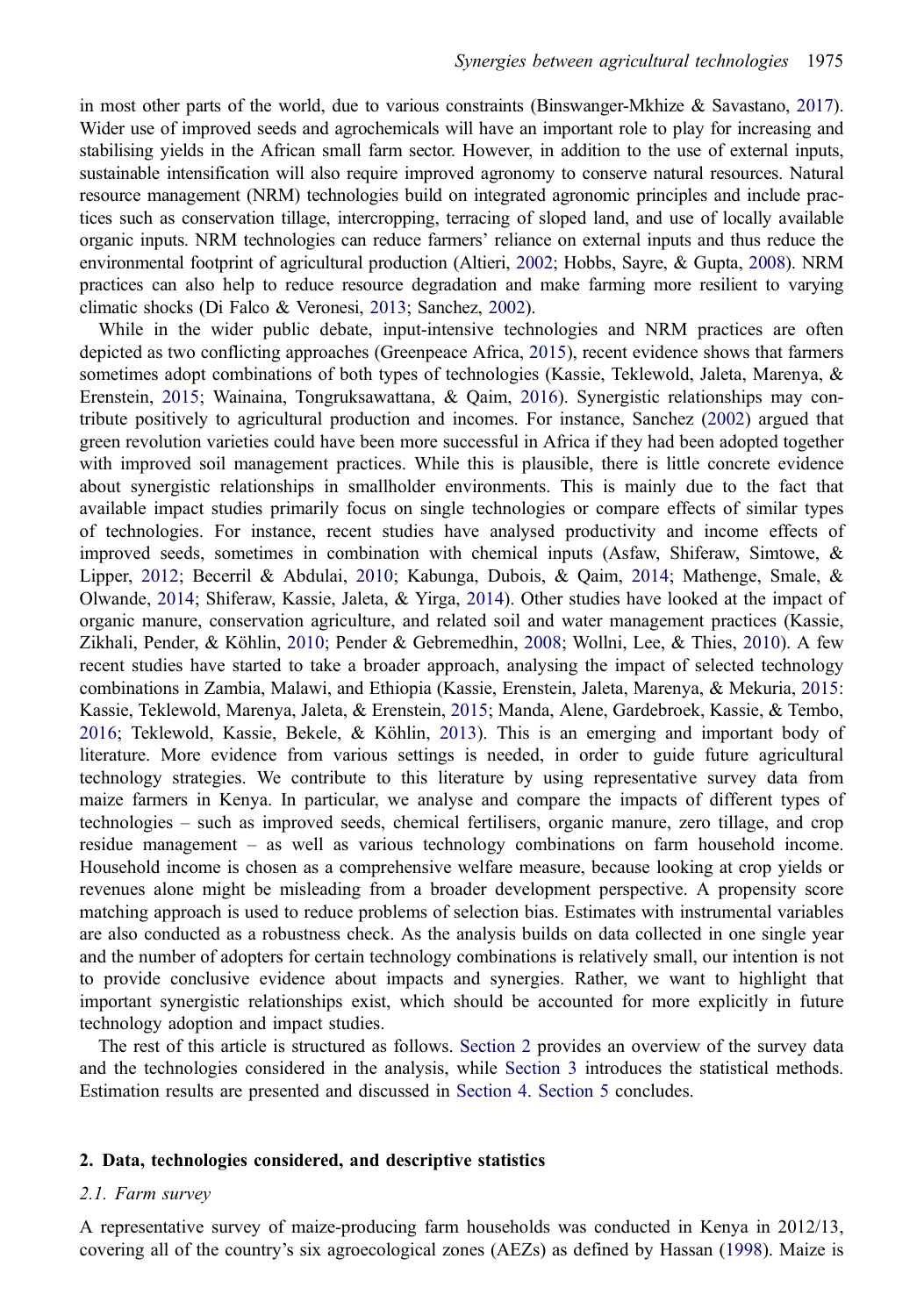in most other parts of the world, due to various constraints (Binswanger-Mkhize & Savastano, 2017). Wider use of improved seeds and agrochemicals will have an important role to play for increasing and stabilising yields in the African small farm sector. However, in addition to the use of external inputs, sustainable intensification will also require improved agronomy to conserve natural resources. Natural resource management (NRM) technologies build on integrated agronomic principles and include practices such as conservation tillage, intercropping, terracing of sloped land, and use of locally available organic inputs. NRM technologies can reduce farmers' reliance on external inputs and thus reduce the environmental footprint of agricultural production (Altieri, 2002; Hobbs, Sayre, & Gupta, 2008). NRM practices can also help to reduce resource degradation and make farming more resilient to varying climatic shocks (Di Falco & Veronesi, 2013; Sanchez, 2002).

While in the wider public debate, input-intensive technologies and NRM practices are often depicted as two conflicting approaches (Greenpeace Africa, 2015), recent evidence shows that farmers sometimes adopt combinations of both types of technologies (Kassie, Teklewold, Jaleta, Marenya, & Erenstein, 2015; Wainaina, Tongruksawattana, & Qaim, 2016). Synergistic relationships may contribute positively to agricultural production and incomes. For instance, Sanchez (2002) argued that green revolution varieties could have been more successful in Africa if they had been adopted together with improved soil management practices. While this is plausible, there is little concrete evidence about synergistic relationships in smallholder environments. This is mainly due to the fact that available impact studies primarily focus on single technologies or compare effects of similar types of technologies. For instance, recent studies have analysed productivity and income effects of improved seeds, sometimes in combination with chemical inputs (Asfaw, Shiferaw, Simtowe, & Lipper, 2012; Becerril & Abdulai, 2010; Kabunga, Dubois, & Qaim, 2014; Mathenge, Smale, & Olwande, 2014; Shiferaw, Kassie, Jaleta, & Yirga, 2014). Other studies have looked at the impact of organic manure, conservation agriculture, and related soil and water management practices (Kassie, Zikhali, Pender, & Köhlin, 2010; Pender & Gebremedhin, 2008; Wollni, Lee, & Thies, 2010). A few recent studies have started to take a broader approach, analysing the impact of selected technology combinations in Zambia, Malawi, and Ethiopia (Kassie, Erenstein, Jaleta, Marenya, & Mekuria, 2015: Kassie, Teklewold, Marenya, Jaleta, & Erenstein, 2015; Manda, Alene, Gardebroek, Kassie, & Tembo, 2016; Teklewold, Kassie, Bekele, & Köhlin, 2013). This is an emerging and important body of literature. More evidence from various settings is needed, in order to guide future agricultural technology strategies. We contribute to this literature by using representative survey data from maize farmers in Kenya. In particular, we analyse and compare the impacts of different types of technologies – such as improved seeds, chemical fertilisers, organic manure, zero tillage, and crop residue management – as well as various technology combinations on farm household income. Household income is chosen as a comprehensive welfare measure, because looking at crop yields or revenues alone might be misleading from a broader development perspective. A propensity score matching approach is used to reduce problems of selection bias. Estimates with instrumental variables are also conducted as a robustness check. As the analysis builds on data collected in one single year and the number of adopters for certain technology combinations is relatively small, our intention is not to provide conclusive evidence about impacts and synergies. Rather, we want to highlight that important synergistic relationships exist, which should be accounted for more explicitly in future technology adoption and impact studies.

The rest of this article is structured as follows. Section 2 provides an overview of the survey data and the technologies considered in the analysis, while Section 3 introduces the statistical methods. Estimation results are presented and discussed in Section 4. Section 5 concludes.

## 2. Data, technologies considered, and descriptive statistics

### 2.1. Farm survey

A representative survey of maize-producing farm households was conducted in Kenya in 2012/13, covering all of the country's six agroecological zones (AEZs) as defined by Hassan (1998). Maize is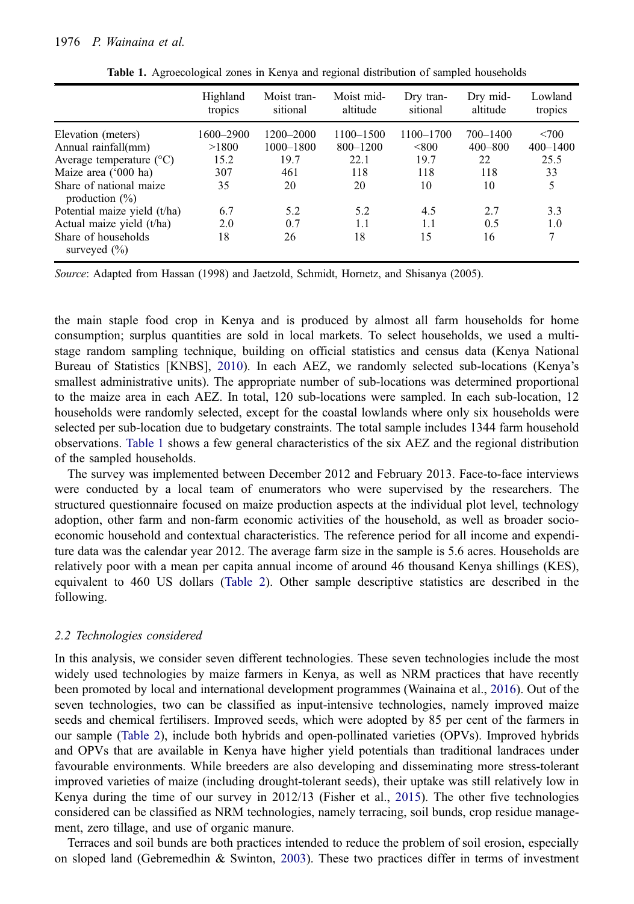**Table 1.** Agroecological zones in Kenya and regional distribution of sampled households

| | Highland tropics | Moist transitional | Moist mid-altitude | Dry transitional | Dry mid-altitude | Lowland tropics |
|---|---|---|---|---|---|---|
| Elevation (meters) | 1600–2900 | 1200–2000 | 1100–1500 | 1100–1700 | 700–1400 | <700 |
| Annual rainfall(mm) | >1800 | 1000–1800 | 800–1200 | <800 | 400–800 | 400–1400 |
| Average temperature (°C) | 15.2 | 19.7 | 22.1 | 19.7 | 22 | 25.5 |
| Maize area ('000 ha) | 307 | 461 | 118 | 118 | 118 | 33 |
| Share of national maize production (%) | 35 | 20 | 20 | 10 | 10 | 5 |
| Potential maize yield (t/ha) | 6.7 | 5.2 | 5.2 | 4.5 | 2.7 | 3.3 |
| Actual maize yield (t/ha) | 2.0 | 0.7 | 1.1 | 1.1 | 0.5 | 1.0 |
| Share of households surveyed (%) | 18 | 26 | 18 | 15 | 16 | 7 |

*Source*: Adapted from Hassan (1998) and Jaetzold, Schmidt, Hornetz, and Shisanya (2005).

the main staple food crop in Kenya and is produced by almost all farm households for home consumption; surplus quantities are sold in local markets. To select households, we used a multi-stage random sampling technique, building on official statistics and census data (Kenya National Bureau of Statistics [KNBS], 2010). In each AEZ, we randomly selected sub-locations (Kenya's smallest administrative units). The appropriate number of sub-locations was determined proportional to the maize area in each AEZ. In total, 120 sub-locations were sampled. In each sub-location, 12 households were randomly selected, except for the coastal lowlands where only six households were selected per sub-location due to budgetary constraints. The total sample includes 1344 farm household observations. Table 1 shows a few general characteristics of the six AEZ and the regional distribution of the sampled households.

The survey was implemented between December 2012 and February 2013. Face-to-face interviews were conducted by a local team of enumerators who were supervised by the researchers. The structured questionnaire focused on maize production aspects at the individual plot level, technology adoption, other farm and non-farm economic activities of the household, as well as broader socio-economic household and contextual characteristics. The reference period for all income and expenditure data was the calendar year 2012. The average farm size in the sample is 5.6 acres. Households are relatively poor with a mean per capita annual income of around 46 thousand Kenya shillings (KES), equivalent to 460 US dollars (Table 2). Other sample descriptive statistics are described in the following.

### 2.2 Technologies considered

In this analysis, we consider seven different technologies. These seven technologies include the most widely used technologies by maize farmers in Kenya, as well as NRM practices that have recently been promoted by local and international development programmes (Wainaina et al., 2016). Out of the seven technologies, two can be classified as input-intensive technologies, namely improved maize seeds and chemical fertilisers. Improved seeds, which were adopted by 85 per cent of the farmers in our sample (Table 2), include both hybrids and open-pollinated varieties (OPVs). Improved hybrids and OPVs that are available in Kenya have higher yield potentials than traditional landraces under favourable environments. While breeders are also developing and disseminating more stress-tolerant improved varieties of maize (including drought-tolerant seeds), their uptake was still relatively low in Kenya during the time of our survey in 2012/13 (Fisher et al., 2015). The other five technologies considered can be classified as NRM technologies, namely terracing, soil bunds, crop residue management, zero tillage, and use of organic manure.

Terraces and soil bunds are both practices intended to reduce the problem of soil erosion, especially on sloped land (Gebremedhin & Swinton, 2003). These two practices differ in terms of investment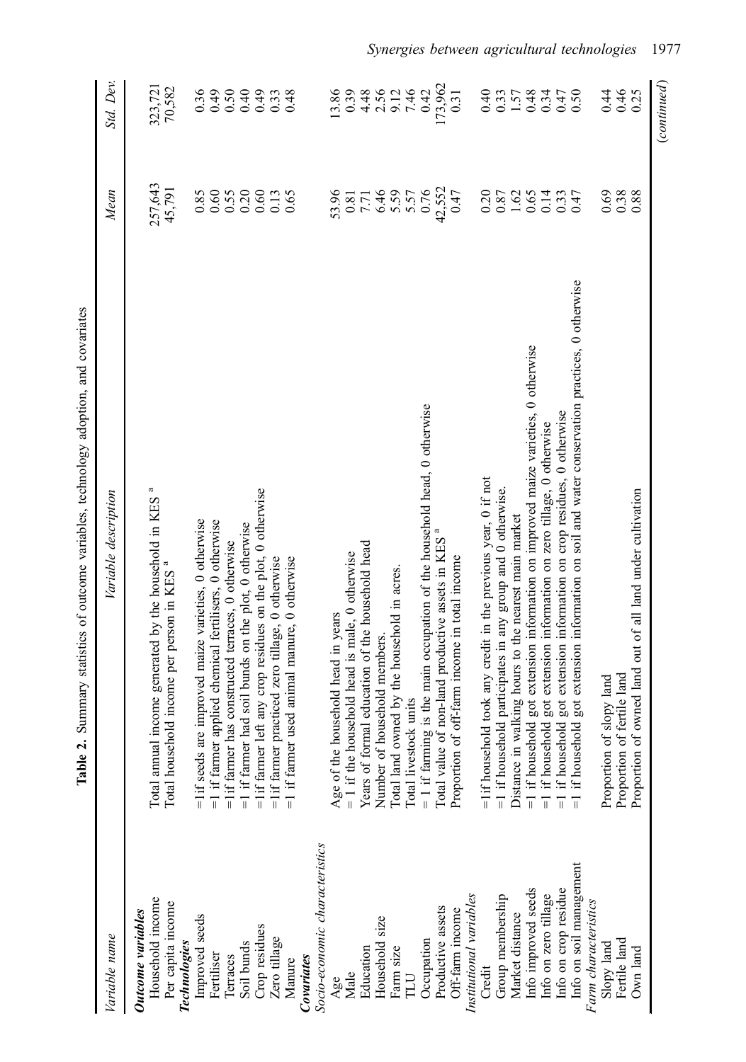**Table 2.** Summary statistics of outcome variables, technology adoption, and covariates

| Variable name | Variable description | Mean | Std. Dev. |
|---|---|---|---|
| ***Outcome variables*** | | | |
| Household income | Total annual income generated by the household in KES [a] | 257,643 | 323,721 |
| Per capita income | Total household income per person in KES [a] | 45,791 | 70,582 |
| ***Technologies*** | | | |
| Improved seeds | =1if seeds are improved maize varieties, 0 otherwise | 0.85 | 0.36 |
| Fertiliser | =1 if farmer applied chemical fertilisers, 0 otherwise | 0.60 | 0.49 |
| Terraces | =1if farmer has constructed terraces, 0 otherwise | 0.55 | 0.50 |
| Soil bunds | =1 if farmer had soil bunds on the plot, 0 otherwise | 0.20 | 0.40 |
| Crop residues | =1if farmer left any crop residues on the plot, 0 otherwise | 0.60 | 0.49 |
| Zero tillage | =1if farmer practiced zero tillage, 0 otherwise | 0.13 | 0.33 |
| Manure | =1 if farmer used animal manure, 0 otherwise | 0.65 | 0.48 |
| ***Covariates*** | | | |
| *Socio-economic characteristics* | | | |
| Age | Age of the household head in years | 53.96 | 13.86 |
| Male | = 1 if the household head is male, 0 otherwise | 0.81 | 0.39 |
| Education | Years of formal education of the household head | 7.71 | 4.48 |
| Household size | Number of household members. | 6.46 | 2.56 |
| Farm size | Total land owned by the household in acres. | 5.59 | 9.12 |
| TLU | Total livestock units | 5.57 | 7.46 |
| Occupation | = 1 if farming is the main occupation of the household head, 0 otherwise | 0.76 | 0.42 |
| Productive assets | Total value of non-land productive assets in KES [a] | 42,552 | 173,962 |
| Off-farm income | Proportion of off-farm income in total income | 0.47 | 0.31 |
| *Institutional variables* | | | |
| Credit | =1if household took any credit in the previous year, 0 if not | 0.20 | 0.40 |
| Group membership | =1 if household participates in any group and 0 otherwise. | 0.87 | 0.33 |
| Market distance | Distance in walking hours to the nearest main market | 1.62 | 1.57 |
| Info improved seeds | =1 if household got extension information on improved maize varieties, 0 otherwise | 0.65 | 0.48 |
| Info on zero tillage | =1 if household got extension information on zero tillage, 0 otherwise | 0.14 | 0.34 |
| Info on crop residue | =1 if household got extension information on crop residues, 0 otherwise | 0.33 | 0.47 |
| Info on soil management | =1 if household got extension information on soil and water conservation practices, 0 otherwise | 0.47 | 0.50 |
| *Farm characteristics* | | | |
| Slopy land | Proportion of slopy land | 0.69 | 0.44 |
| Fertile land | Proportion of fertile land | 0.38 | 0.46 |
| Own land | Proportion of owned land out of all land under cultivation | 0.88 | 0.25 |

*(continued)*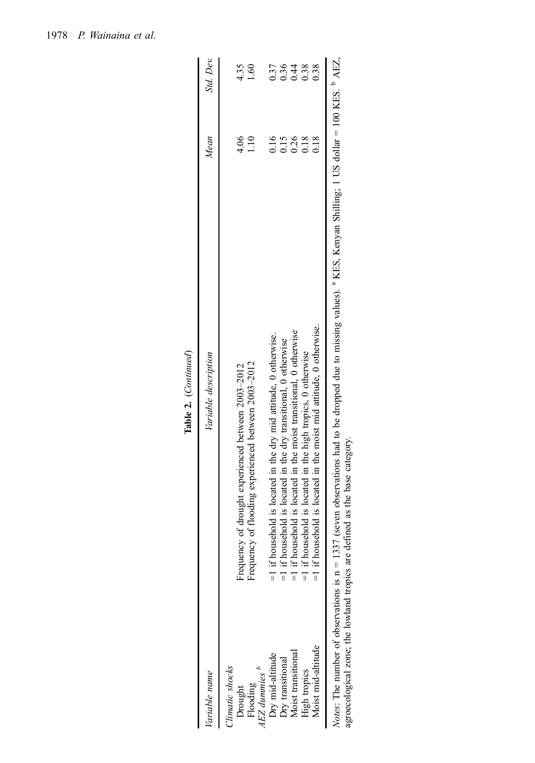**Table 2.** (*Continued*)

| *Variable name* | *Variable description* | *Mean* | *Std. Dev.* |
|---|---|---|---|
| *Climatic shocks* | | | |
| Drought | Frequency of drought experienced between 2003–2012 | 4.06 | 4.35 |
| Flooding | Frequency of flooding experienced between 2003–2012 | 1.10 | 1.60 |
| *AEZ dummies* [b] | | | |
| Dry mid-altitude | =1 if household is located in the dry mid attitude, 0 otherwise. | 0.16 | 0.37 |
| Dry transitional | =1 if household is located in the dry transitional, 0 otherwise | 0.15 | 0.36 |
| Moist transitional | =1 if household is located in the moist transitional, 0 otherwise | 0.26 | 0.44 |
| High tropics | =1 if household is located in the high tropics, 0 otherwise | 0.18 | 0.38 |
| Moist mid-altitude | =1 if household is located in the moist mid attitude, 0 otherwise. | 0.18 | 0.38 |

*Notes*: The number of observations is n = 1337 (seven observations had to be dropped due to missing values). [a] KES, Kenyan Shilling; 1 US dollar = 100 KES. [b] AEZ, agroecological zone; the lowland tropics are defined as the base category.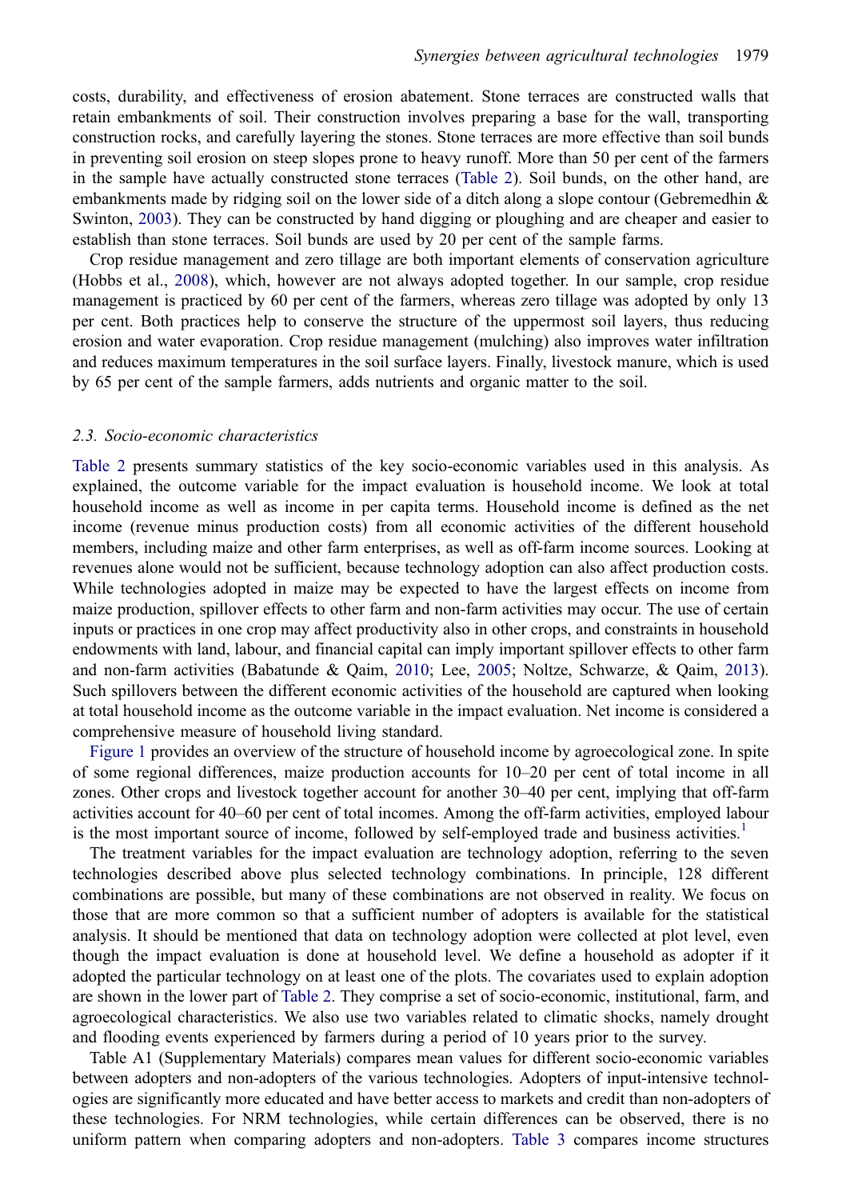costs, durability, and effectiveness of erosion abatement. Stone terraces are constructed walls that retain embankments of soil. Their construction involves preparing a base for the wall, transporting construction rocks, and carefully layering the stones. Stone terraces are more effective than soil bunds in preventing soil erosion on steep slopes prone to heavy runoff. More than 50 per cent of the farmers in the sample have actually constructed stone terraces (Table 2). Soil bunds, on the other hand, are embankments made by ridging soil on the lower side of a ditch along a slope contour (Gebremedhin & Swinton, 2003). They can be constructed by hand digging or ploughing and are cheaper and easier to establish than stone terraces. Soil bunds are used by 20 per cent of the sample farms.

Crop residue management and zero tillage are both important elements of conservation agriculture (Hobbs et al., 2008), which, however are not always adopted together. In our sample, crop residue management is practiced by 60 per cent of the farmers, whereas zero tillage was adopted by only 13 per cent. Both practices help to conserve the structure of the uppermost soil layers, thus reducing erosion and water evaporation. Crop residue management (mulching) also improves water infiltration and reduces maximum temperatures in the soil surface layers. Finally, livestock manure, which is used by 65 per cent of the sample farmers, adds nutrients and organic matter to the soil.

### 2.3. *Socio-economic characteristics*

Table 2 presents summary statistics of the key socio-economic variables used in this analysis. As explained, the outcome variable for the impact evaluation is household income. We look at total household income as well as income in per capita terms. Household income is defined as the net income (revenue minus production costs) from all economic activities of the different household members, including maize and other farm enterprises, as well as off-farm income sources. Looking at revenues alone would not be sufficient, because technology adoption can also affect production costs. While technologies adopted in maize may be expected to have the largest effects on income from maize production, spillover effects to other farm and non-farm activities may occur. The use of certain inputs or practices in one crop may affect productivity also in other crops, and constraints in household endowments with land, labour, and financial capital can imply important spillover effects to other farm and non-farm activities (Babatunde & Qaim, 2010; Lee, 2005; Noltze, Schwarze, & Qaim, 2013). Such spillovers between the different economic activities of the household are captured when looking at total household income as the outcome variable in the impact evaluation. Net income is considered a comprehensive measure of household living standard.

Figure 1 provides an overview of the structure of household income by agroecological zone. In spite of some regional differences, maize production accounts for 10–20 per cent of total income in all zones. Other crops and livestock together account for another 30–40 per cent, implying that off-farm activities account for 40–60 per cent of total incomes. Among the off-farm activities, employed labour is the most important source of income, followed by self-employed trade and business activities.[1]

The treatment variables for the impact evaluation are technology adoption, referring to the seven technologies described above plus selected technology combinations. In principle, 128 different combinations are possible, but many of these combinations are not observed in reality. We focus on those that are more common so that a sufficient number of adopters is available for the statistical analysis. It should be mentioned that data on technology adoption were collected at plot level, even though the impact evaluation is done at household level. We define a household as adopter if it adopted the particular technology on at least one of the plots. The covariates used to explain adoption are shown in the lower part of Table 2. They comprise a set of socio-economic, institutional, farm, and agroecological characteristics. We also use two variables related to climatic shocks, namely drought and flooding events experienced by farmers during a period of 10 years prior to the survey.

Table A1 (Supplementary Materials) compares mean values for different socio-economic variables between adopters and non-adopters of the various technologies. Adopters of input-intensive technologies are significantly more educated and have better access to markets and credit than non-adopters of these technologies. For NRM technologies, while certain differences can be observed, there is no uniform pattern when comparing adopters and non-adopters. Table 3 compares income structures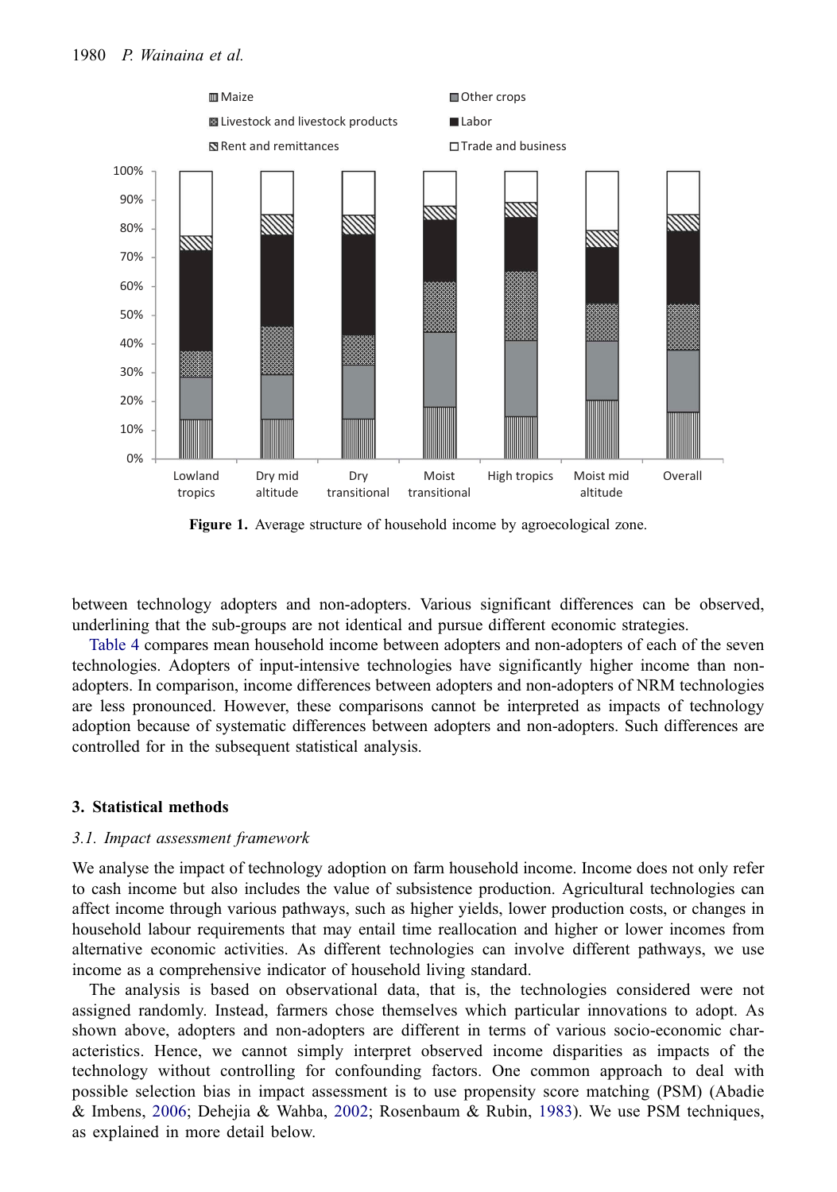Figure 1. Average structure of household income by agroecological zone.

between technology adopters and non-adopters. Various significant differences can be observed, underlining that the sub-groups are not identical and pursue different economic strategies.

Table 4 compares mean household income between adopters and non-adopters of each of the seven technologies. Adopters of input-intensive technologies have significantly higher income than non-adopters. In comparison, income differences between adopters and non-adopters of NRM technologies are less pronounced. However, these comparisons cannot be interpreted as impacts of technology adoption because of systematic differences between adopters and non-adopters. Such differences are controlled for in the subsequent statistical analysis.

## 3. Statistical methods

### *3.1. Impact assessment framework*

We analyse the impact of technology adoption on farm household income. Income does not only refer to cash income but also includes the value of subsistence production. Agricultural technologies can affect income through various pathways, such as higher yields, lower production costs, or changes in household labour requirements that may entail time reallocation and higher or lower incomes from alternative economic activities. As different technologies can involve different pathways, we use income as a comprehensive indicator of household living standard.

The analysis is based on observational data, that is, the technologies considered were not assigned randomly. Instead, farmers chose themselves which particular innovations to adopt. As shown above, adopters and non-adopters are different in terms of various socio-economic characteristics. Hence, we cannot simply interpret observed income disparities as impacts of the technology without controlling for confounding factors. One common approach to deal with possible selection bias in impact assessment is to use propensity score matching (PSM) (Abadie & Imbens, 2006; Dehejia & Wahba, 2002; Rosenbaum & Rubin, 1983). We use PSM techniques, as explained in more detail below.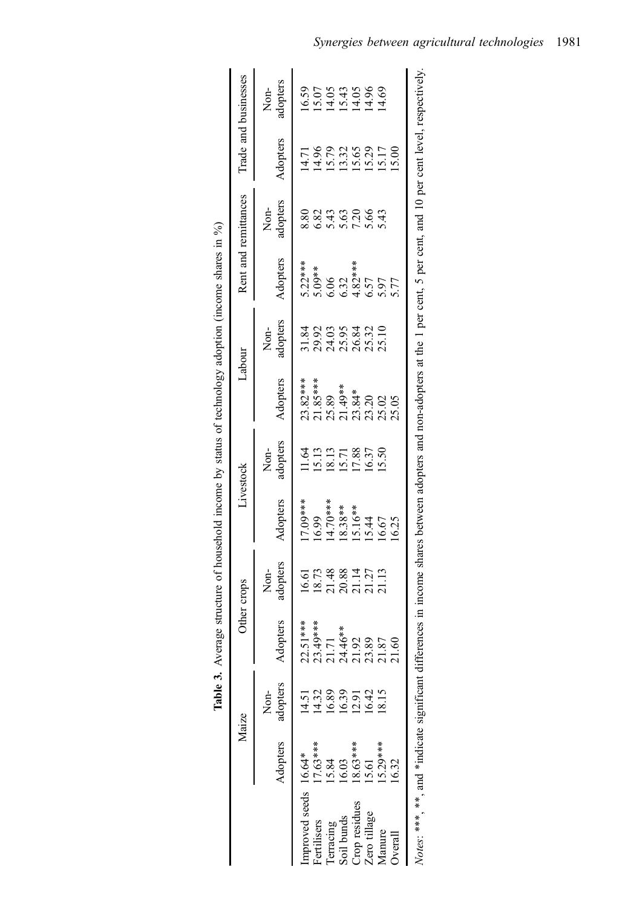**Table 3.** Average structure of household income by status of technology adoption (income shares in %)

| | Maize | | Other crops | | Livestock | | Labour | | Rent and remittances | | Trade and businesses | |
|---|---|---|---|---|---|---|---|---|---|---|---|---|
| | Adopters | Non-adopters | Adopters | Non-adopters | Adopters | Non-adopters | Adopters | Non-adopters | Adopters | Non-adopters | Adopters | Non-adopters |
| Improved seeds | 16.64* | 14.51 | 22.51*** | 16.61 | 17.09*** | 11.64 | 23.82*** | 31.84 | 5.22*** | 8.80 | 14.71 | 16.59 |
| Fertilisers | 17.63*** | 14.32 | 23.49*** | 18.73 | 16.99 | 15.13 | 21.85*** | 29.92 | 5.09** | 6.82 | 14.96 | 15.07 |
| Terracing | 15.84 | 16.89 | 21.71 | 21.48 | 14.70*** | 18.13 | 25.89 | 24.03 | 6.06 | 5.43 | 15.79 | 14.05 |
| Soil bunds | 16.03 | 16.39 | 24.46** | 20.88 | 18.38** | 15.71 | 21.49** | 25.95 | 6.32 | 5.63 | 13.32 | 15.43 |
| Crop residues | 18.63*** | 12.91 | 21.92 | 21.14 | 15.16** | 17.88 | 23.84* | 26.84 | 4.82*** | 7.20 | 15.65 | 14.05 |
| Zero tillage | 15.61 | 16.42 | 23.89 | 21.27 | 15.44 | 16.37 | 23.20 | 25.32 | 6.57 | 5.66 | 15.29 | 14.96 |
| Manure | 15.29*** | 18.15 | 21.87 | 21.13 | 16.67 | 15.50 | 25.02 | 25.10 | 5.97 | 5.43 | 15.17 | 14.69 |
| Overall | 16.32 | | 21.60 | | 16.25 | | 25.05 | | 5.77 | | 15.00 | |

*Notes*: ***, **, and *indicate significant differences in income shares between adopters and non-adopters at the 1 per cent, 5 per cent, and 10 per cent level, respectively.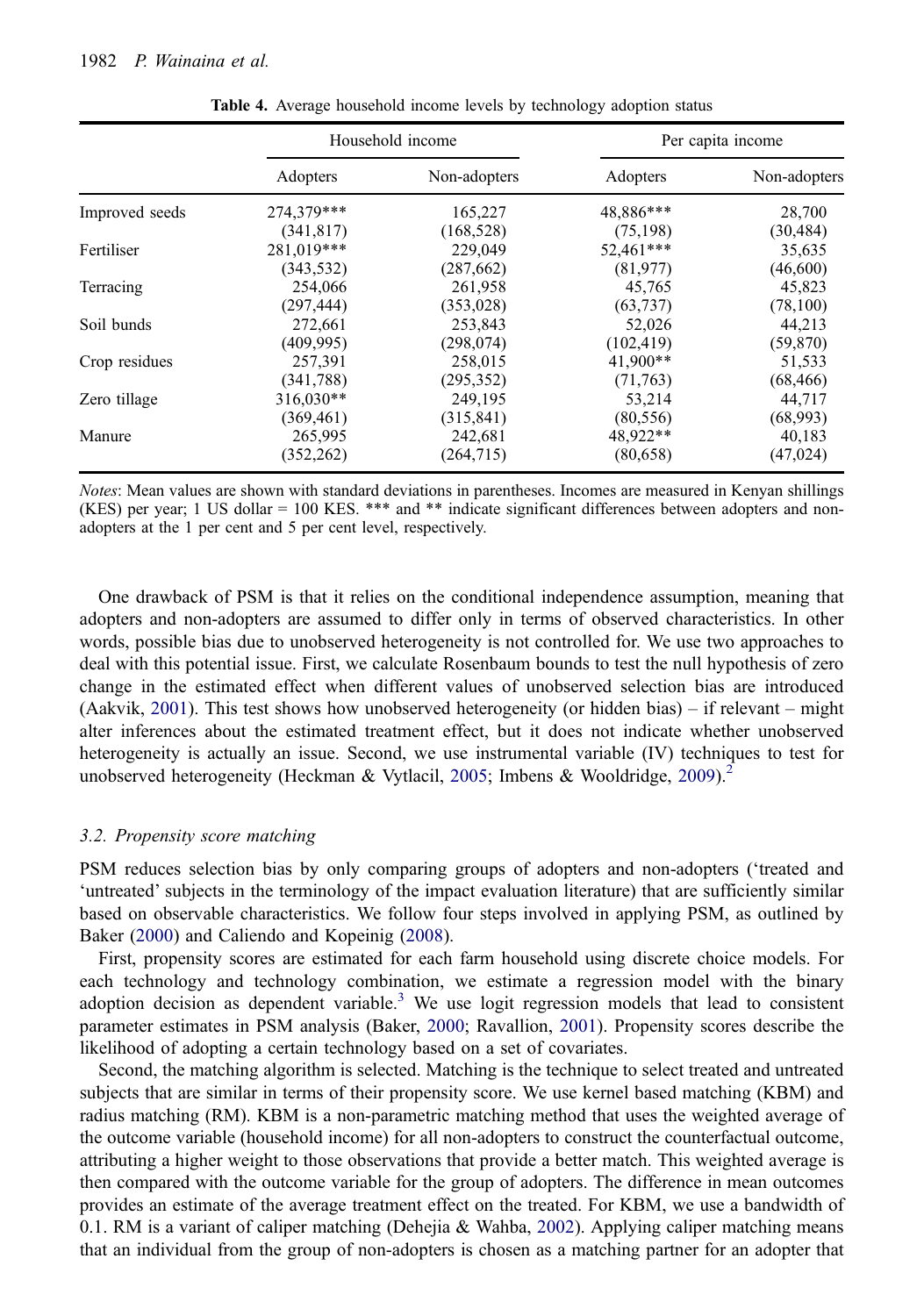**Table 4.** Average household income levels by technology adoption status

| | Household income | | Per capita income | |
|---|---|---|---|---|
| | Adopters | Non-adopters | Adopters | Non-adopters |
| Improved seeds | 274,379*** | 165,227 | 48,886*** | 28,700 |
| | (341,817) | (168,528) | (75,198) | (30,484) |
| Fertiliser | 281,019*** | 229,049 | 52,461*** | 35,635 |
| | (343,532) | (287,662) | (81,977) | (46,600) |
| Terracing | 254,066 | 261,958 | 45,765 | 45,823 |
| | (297,444) | (353,028) | (63,737) | (78,100) |
| Soil bunds | 272,661 | 253,843 | 52,026 | 44,213 |
| | (409,995) | (298,074) | (102,419) | (59,870) |
| Crop residues | 257,391 | 258,015 | 41,900** | 51,533 |
| | (341,788) | (295,352) | (71,763) | (68,466) |
| Zero tillage | 316,030** | 249,195 | 53,214 | 44,717 |
| | (369,461) | (315,841) | (80,556) | (68,993) |
| Manure | 265,995 | 242,681 | 48,922** | 40,183 |
| | (352,262) | (264,715) | (80,658) | (47,024) |

*Notes*: Mean values are shown with standard deviations in parentheses. Incomes are measured in Kenyan shillings (KES) per year; 1 US dollar = 100 KES. *** and ** indicate significant differences between adopters and non-adopters at the 1 per cent and 5 per cent level, respectively.

One drawback of PSM is that it relies on the conditional independence assumption, meaning that adopters and non-adopters are assumed to differ only in terms of observed characteristics. In other words, possible bias due to unobserved heterogeneity is not controlled for. We use two approaches to deal with this potential issue. First, we calculate Rosenbaum bounds to test the null hypothesis of zero change in the estimated effect when different values of unobserved selection bias are introduced (Aakvik, 2001). This test shows how unobserved heterogeneity (or hidden bias) – if relevant – might alter inferences about the estimated treatment effect, but it does not indicate whether unobserved heterogeneity is actually an issue. Second, we use instrumental variable (IV) techniques to test for unobserved heterogeneity (Heckman & Vytlacil, 2005; Imbens & Wooldridge, 2009).[2]

### 3.2. Propensity score matching

PSM reduces selection bias by only comparing groups of adopters and non-adopters ('treated and 'untreated' subjects in the terminology of the impact evaluation literature) that are sufficiently similar based on observable characteristics. We follow four steps involved in applying PSM, as outlined by Baker (2000) and Caliendo and Kopeinig (2008).

First, propensity scores are estimated for each farm household using discrete choice models. For each technology and technology combination, we estimate a regression model with the binary adoption decision as dependent variable.[3] We use logit regression models that lead to consistent parameter estimates in PSM analysis (Baker, 2000; Ravallion, 2001). Propensity scores describe the likelihood of adopting a certain technology based on a set of covariates.

Second, the matching algorithm is selected. Matching is the technique to select treated and untreated subjects that are similar in terms of their propensity score. We use kernel based matching (KBM) and radius matching (RM). KBM is a non-parametric matching method that uses the weighted average of the outcome variable (household income) for all non-adopters to construct the counterfactual outcome, attributing a higher weight to those observations that provide a better match. This weighted average is then compared with the outcome variable for the group of adopters. The difference in mean outcomes provides an estimate of the average treatment effect on the treated. For KBM, we use a bandwidth of 0.1. RM is a variant of caliper matching (Dehejia & Wahba, 2002). Applying caliper matching means that an individual from the group of non-adopters is chosen as a matching partner for an adopter that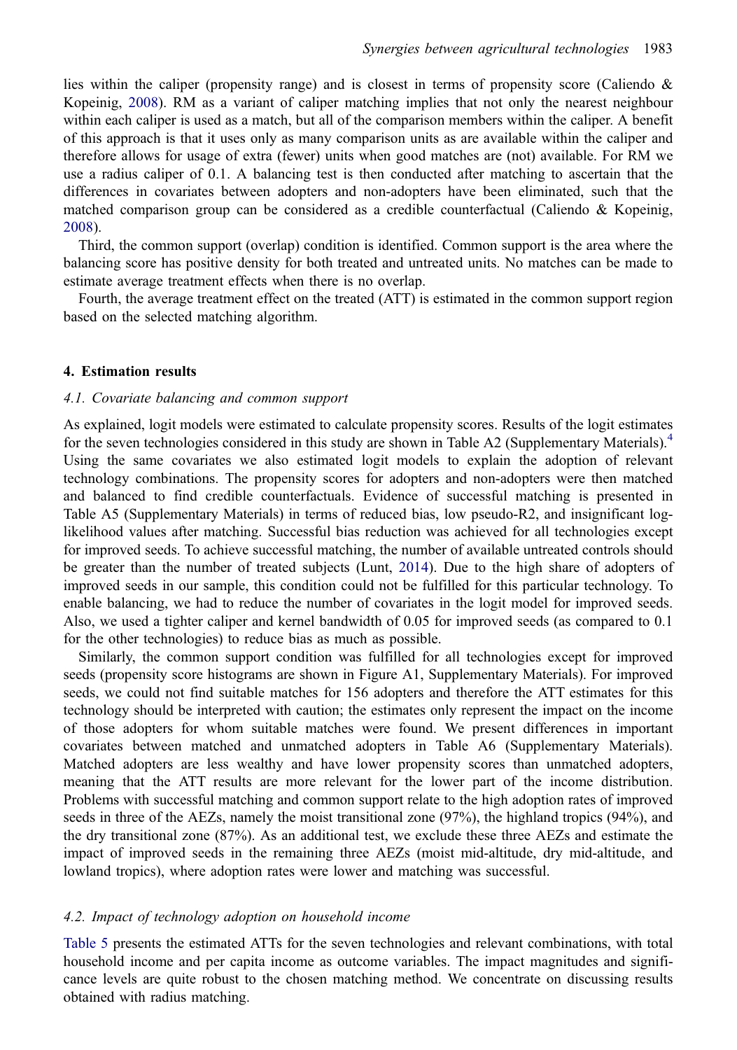lies within the caliper (propensity range) and is closest in terms of propensity score (Caliendo & Kopeinig, 2008). RM as a variant of caliper matching implies that not only the nearest neighbour within each caliper is used as a match, but all of the comparison members within the caliper. A benefit of this approach is that it uses only as many comparison units as are available within the caliper and therefore allows for usage of extra (fewer) units when good matches are (not) available. For RM we use a radius caliper of 0.1. A balancing test is then conducted after matching to ascertain that the differences in covariates between adopters and non-adopters have been eliminated, such that the matched comparison group can be considered as a credible counterfactual (Caliendo & Kopeinig, 2008).

Third, the common support (overlap) condition is identified. Common support is the area where the balancing score has positive density for both treated and untreated units. No matches can be made to estimate average treatment effects when there is no overlap.

Fourth, the average treatment effect on the treated (ATT) is estimated in the common support region based on the selected matching algorithm.

## 4. Estimation results

### 4.1. Covariate balancing and common support

As explained, logit models were estimated to calculate propensity scores. Results of the logit estimates for the seven technologies considered in this study are shown in Table A2 (Supplementary Materials).[4] Using the same covariates we also estimated logit models to explain the adoption of relevant technology combinations. The propensity scores for adopters and non-adopters were then matched and balanced to find credible counterfactuals. Evidence of successful matching is presented in Table A5 (Supplementary Materials) in terms of reduced bias, low pseudo-R2, and insignificant log-likelihood values after matching. Successful bias reduction was achieved for all technologies except for improved seeds. To achieve successful matching, the number of available untreated controls should be greater than the number of treated subjects (Lunt, 2014). Due to the high share of adopters of improved seeds in our sample, this condition could not be fulfilled for this particular technology. To enable balancing, we had to reduce the number of covariates in the logit model for improved seeds. Also, we used a tighter caliper and kernel bandwidth of 0.05 for improved seeds (as compared to 0.1 for the other technologies) to reduce bias as much as possible.

Similarly, the common support condition was fulfilled for all technologies except for improved seeds (propensity score histograms are shown in Figure A1, Supplementary Materials). For improved seeds, we could not find suitable matches for 156 adopters and therefore the ATT estimates for this technology should be interpreted with caution; the estimates only represent the impact on the income of those adopters for whom suitable matches were found. We present differences in important covariates between matched and unmatched adopters in Table A6 (Supplementary Materials). Matched adopters are less wealthy and have lower propensity scores than unmatched adopters, meaning that the ATT results are more relevant for the lower part of the income distribution. Problems with successful matching and common support relate to the high adoption rates of improved seeds in three of the AEZs, namely the moist transitional zone (97%), the highland tropics (94%), and the dry transitional zone (87%). As an additional test, we exclude these three AEZs and estimate the impact of improved seeds in the remaining three AEZs (moist mid-altitude, dry mid-altitude, and lowland tropics), where adoption rates were lower and matching was successful.

### 4.2. Impact of technology adoption on household income

Table 5 presents the estimated ATTs for the seven technologies and relevant combinations, with total household income and per capita income as outcome variables. The impact magnitudes and significance levels are quite robust to the chosen matching method. We concentrate on discussing results obtained with radius matching.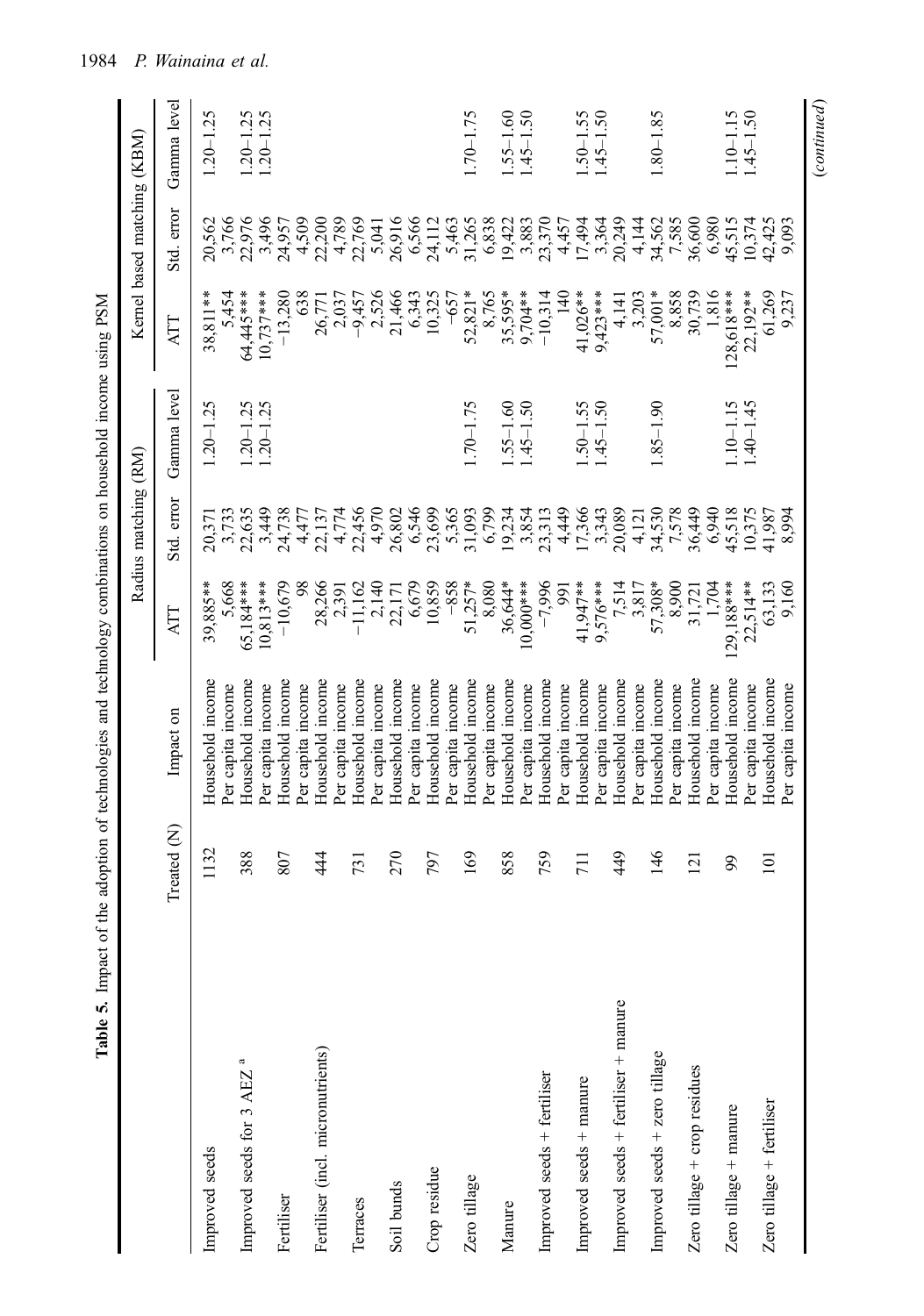**Table 5.** Impact of the adoption of technologies and technology combinations on household income using PSM

| | Treated (N) | Impact on | Radius matching (RM) | | | Kernel based matching (KBM) | | |
|---|---|---|---|---|---|---|---|---|
| | | | ATT | Std. error | Gamma level | ATT | Std. error | Gamma level |
| Improved seeds | 1132 | Household income | 39,885** | 20,371 | 1.20–1.25 | 38,811** | 20,562 | 1.20–1.25 |
| | | Per capita income | 5,668 | 3,733 | | 5,454 | 3,766 | |
| Improved seeds for 3 AEZ [a] | 388 | Household income | 65,184*** | 22,635 | 1.20–1.25 | 64,445*** | 22,976 | 1.20–1.25 |
| | | Per capita income | 10,813*** | 3,449 | 1.20–1.25 | 10,737*** | 3,496 | 1.20–1.25 |
| Fertiliser | 807 | Household income | −10,679 | 24,738 | | −13,280 | 24,957 | |
| | | Per capita income | 98 | 4,477 | | 638 | 4,509 | |
| Fertiliser (incl. micronutrients) | 444 | Household income | 28,266 | 22,137 | | 26,771 | 22,200 | |
| | | Per capita income | 2,391 | 4,774 | | 2,037 | 4,789 | |
| Terraces | 731 | Household income | −11,162 | 22,456 | | −9,457 | 22,769 | |
| | | Per capita income | 2,140 | 4,970 | | 2,526 | 5,041 | |
| Soil bunds | 270 | Household income | 22,171 | 26,802 | | 21,466 | 26,916 | |
| | | Per capita income | 6,679 | 6,546 | | 6,343 | 6,566 | |
| Crop residue | 797 | Household income | 10,859 | 23,699 | | 10,325 | 24,112 | |
| | | Per capita income | −858 | 5,365 | | −657 | 5,463 | |
| Zero tillage | 169 | Household income | 51,257* | 31,093 | 1.70–1.75 | 52,821* | 31,265 | 1.70–1.75 |
| | | Per capita income | 8,080 | 6,799 | | 8,765 | 6,838 | |
| Manure | 858 | Household income | 36,644* | 19,234 | 1.55–1.60 | 35,595* | 19,422 | 1.55–1.60 |
| | | Per capita income | 10,000*** | 3,854 | 1.45–1.50 | 9,704** | 3,883 | 1.45–1.50 |
| Improved seeds + fertiliser | 759 | Household income | −7,996 | 23,313 | | −10,314 | 23,370 | |
| | | Per capita income | 991 | 4,449 | | 140 | 4,457 | |
| Improved seeds + manure | 711 | Household income | 41,947** | 17,366 | 1.50–1.55 | 41,026** | 17,494 | 1.50–1.55 |
| | | Per capita income | 9,576*** | 3,343 | 1.45–1.50 | 9,423*** | 3,364 | 1.45–1.50 |
| Improved seeds + fertiliser + manure | 449 | Household income | 7,514 | 20,089 | | 4,141 | 20,249 | |
| | | Per capita income | 3,817 | 4,121 | | 3,203 | 4,144 | |
| Improved seeds + zero tillage | 146 | Household income | 57,308* | 34,530 | 1.85–1.90 | 57,001* | 34,562 | 1.80–1.85 |
| | | Per capita income | 8,900 | 7,578 | | 8,858 | 7,585 | |
| Zero tillage + crop residues | 121 | Household income | 31,721 | 36,449 | | 30,739 | 36,600 | |
| | | Per capita income | 1,704 | 6,940 | | 1,816 | 6,980 | |
| Zero tillage + manure | 99 | Household income | 129,188*** | 45,518 | 1.10–1.15 | 128,618*** | 45,515 | 1.10–1.15 |
| | | Per capita income | 22,514** | 10,375 | 1.40–1.45 | 22,192** | 10,374 | 1.45–1.50 |
| Zero tillage + fertiliser | 101 | Household income | 63,133 | 41,987 | | 61,269 | 42,425 | |
| | | Per capita income | 9,160 | 8,994 | | 9,237 | 9,093 | |

(*continued*)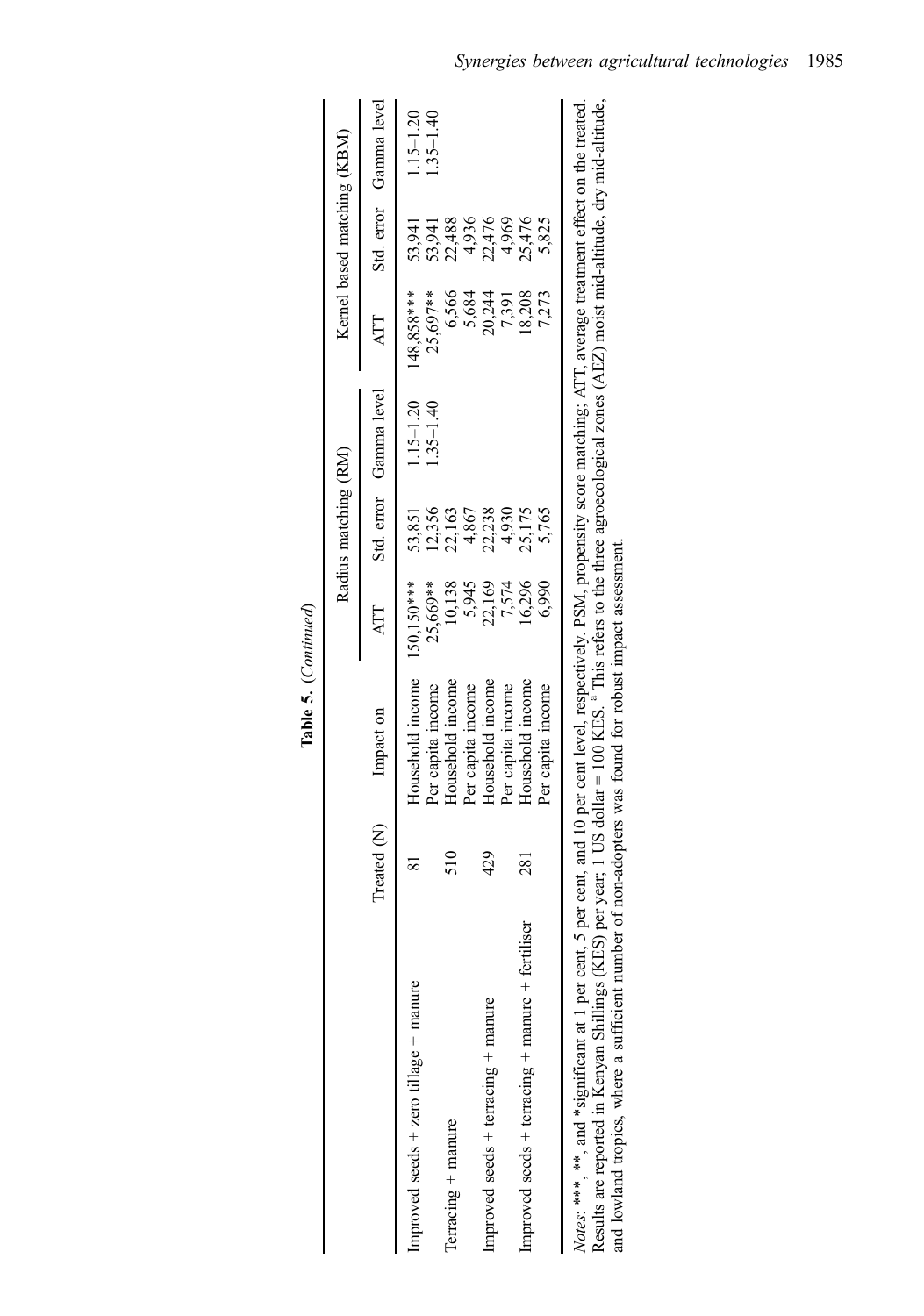**Table 5.** (*Continued*)

| | Treated (N) | Impact on | Radius matching (RM) | | | Kernel based matching (KBM) | | |
|---|---|---|---|---|---|---|---|---|
| | | | ATT | Std. error | Gamma level | ATT | Std. error | Gamma level |
| Improved seeds + zero tillage + manure | 81 | Household income | 150,150*** | 53,851 | 1.15–1.20 | 148,858*** | 53,941 | 1.15–1.20 |
| | | Per capita income | 25,669** | 12,356 | 1.35–1.40 | 25,697** | 53,941 | 1.35–1.40 |
| Terracing + manure | 510 | Household income | 10,138 | 22,163 | | 6,566 | 22,488 | |
| | | Per capita income | 5,945 | 4,867 | | 5,684 | 4,936 | |
| Improved seeds + terracing + manure | 429 | Household income | 22,169 | 22,238 | | 20,244 | 22,476 | |
| | | Per capita income | 7,574 | 4,930 | | 7,391 | 4,969 | |
| Improved seeds + terracing + manure + fertiliser | 281 | Household income | 16,296 | 25,175 | | 18,208 | 25,476 | |
| | | Per capita income | 6,990 | 5,765 | | 7,273 | 5,825 | |

*Notes*: ***, **, and *significant at 1 per cent, 5 per cent, and 10 per cent level, respectively. PSM, propensity score matching; ATT, average treatment effect on the treated. Results are reported in Kenyan Shillings (KES) per year; 1 US dollar = 100 KES. [a] This refers to the three agroecological zones (AEZ) moist mid-altitude, dry mid-altitude, and lowland tropics, where a sufficient number of non-adopters was found for robust impact assessment.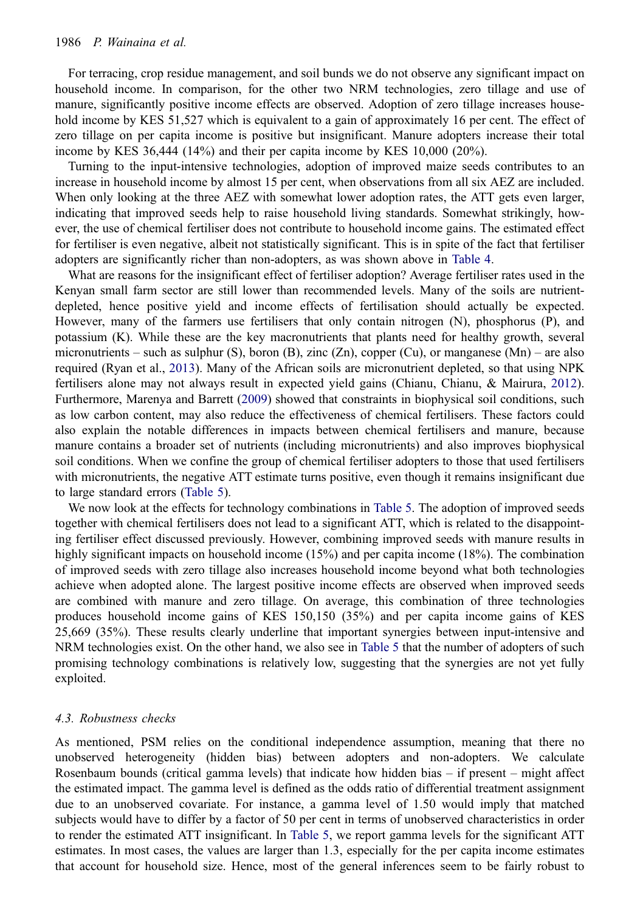For terracing, crop residue management, and soil bunds we do not observe any significant impact on household income. In comparison, for the other two NRM technologies, zero tillage and use of manure, significantly positive income effects are observed. Adoption of zero tillage increases household income by KES 51,527 which is equivalent to a gain of approximately 16 per cent. The effect of zero tillage on per capita income is positive but insignificant. Manure adopters increase their total income by KES 36,444 (14%) and their per capita income by KES 10,000 (20%).

Turning to the input-intensive technologies, adoption of improved maize seeds contributes to an increase in household income by almost 15 per cent, when observations from all six AEZ are included. When only looking at the three AEZ with somewhat lower adoption rates, the ATT gets even larger, indicating that improved seeds help to raise household living standards. Somewhat strikingly, however, the use of chemical fertiliser does not contribute to household income gains. The estimated effect for fertiliser is even negative, albeit not statistically significant. This is in spite of the fact that fertiliser adopters are significantly richer than non-adopters, as was shown above in Table 4.

What are reasons for the insignificant effect of fertiliser adoption? Average fertiliser rates used in the Kenyan small farm sector are still lower than recommended levels. Many of the soils are nutrient-depleted, hence positive yield and income effects of fertilisation should actually be expected. However, many of the farmers use fertilisers that only contain nitrogen (N), phosphorus (P), and potassium (K). While these are the key macronutrients that plants need for healthy growth, several micronutrients – such as sulphur (S), boron (B), zinc (Zn), copper (Cu), or manganese (Mn) – are also required (Ryan et al., 2013). Many of the African soils are micronutrient depleted, so that using NPK fertilisers alone may not always result in expected yield gains (Chianu, Chianu, & Mairura, 2012). Furthermore, Marenya and Barrett (2009) showed that constraints in biophysical soil conditions, such as low carbon content, may also reduce the effectiveness of chemical fertilisers. These factors could also explain the notable differences in impacts between chemical fertilisers and manure, because manure contains a broader set of nutrients (including micronutrients) and also improves biophysical soil conditions. When we confine the group of chemical fertiliser adopters to those that used fertilisers with micronutrients, the negative ATT estimate turns positive, even though it remains insignificant due to large standard errors (Table 5).

We now look at the effects for technology combinations in Table 5. The adoption of improved seeds together with chemical fertilisers does not lead to a significant ATT, which is related to the disappointing fertiliser effect discussed previously. However, combining improved seeds with manure results in highly significant impacts on household income (15%) and per capita income (18%). The combination of improved seeds with zero tillage also increases household income beyond what both technologies achieve when adopted alone. The largest positive income effects are observed when improved seeds are combined with manure and zero tillage. On average, this combination of three technologies produces household income gains of KES 150,150 (35%) and per capita income gains of KES 25,669 (35%). These results clearly underline that important synergies between input-intensive and NRM technologies exist. On the other hand, we also see in Table 5 that the number of adopters of such promising technology combinations is relatively low, suggesting that the synergies are not yet fully exploited.

### 4.3. Robustness checks

As mentioned, PSM relies on the conditional independence assumption, meaning that there no unobserved heterogeneity (hidden bias) between adopters and non-adopters. We calculate Rosenbaum bounds (critical gamma levels) that indicate how hidden bias – if present – might affect the estimated impact. The gamma level is defined as the odds ratio of differential treatment assignment due to an unobserved covariate. For instance, a gamma level of 1.50 would imply that matched subjects would have to differ by a factor of 50 per cent in terms of unobserved characteristics in order to render the estimated ATT insignificant. In Table 5, we report gamma levels for the significant ATT estimates. In most cases, the values are larger than 1.3, especially for the per capita income estimates that account for household size. Hence, most of the general inferences seem to be fairly robust to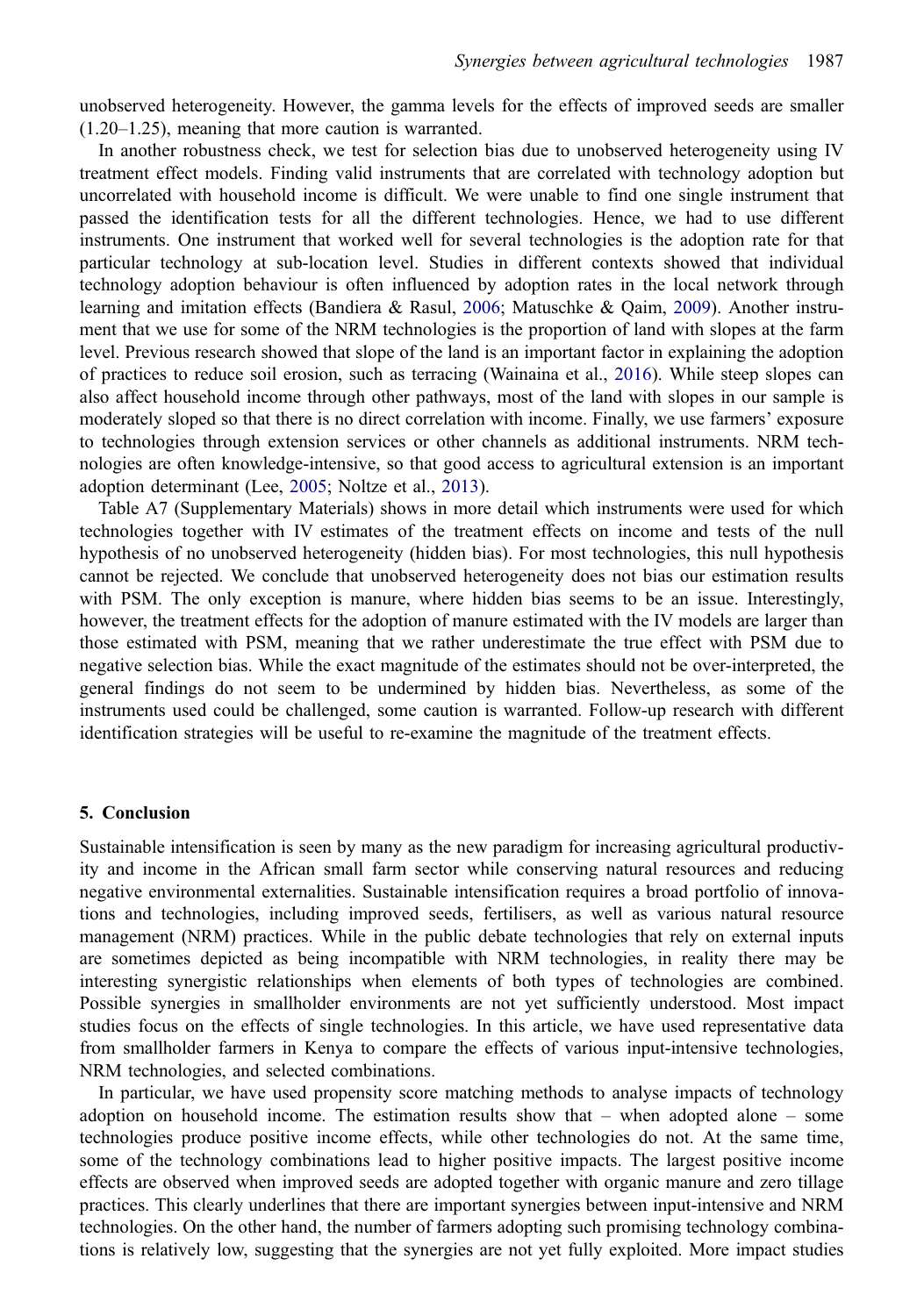unobserved heterogeneity. However, the gamma levels for the effects of improved seeds are smaller (1.20–1.25), meaning that more caution is warranted.

In another robustness check, we test for selection bias due to unobserved heterogeneity using IV treatment effect models. Finding valid instruments that are correlated with technology adoption but uncorrelated with household income is difficult. We were unable to find one single instrument that passed the identification tests for all the different technologies. Hence, we had to use different instruments. One instrument that worked well for several technologies is the adoption rate for that particular technology at sub-location level. Studies in different contexts showed that individual technology adoption behaviour is often influenced by adoption rates in the local network through learning and imitation effects (Bandiera & Rasul, 2006; Matuschke & Qaim, 2009). Another instrument that we use for some of the NRM technologies is the proportion of land with slopes at the farm level. Previous research showed that slope of the land is an important factor in explaining the adoption of practices to reduce soil erosion, such as terracing (Wainaina et al., 2016). While steep slopes can also affect household income through other pathways, most of the land with slopes in our sample is moderately sloped so that there is no direct correlation with income. Finally, we use farmers' exposure to technologies through extension services or other channels as additional instruments. NRM technologies are often knowledge-intensive, so that good access to agricultural extension is an important adoption determinant (Lee, 2005; Noltze et al., 2013).

Table A7 (Supplementary Materials) shows in more detail which instruments were used for which technologies together with IV estimates of the treatment effects on income and tests of the null hypothesis of no unobserved heterogeneity (hidden bias). For most technologies, this null hypothesis cannot be rejected. We conclude that unobserved heterogeneity does not bias our estimation results with PSM. The only exception is manure, where hidden bias seems to be an issue. Interestingly, however, the treatment effects for the adoption of manure estimated with the IV models are larger than those estimated with PSM, meaning that we rather underestimate the true effect with PSM due to negative selection bias. While the exact magnitude of the estimates should not be over-interpreted, the general findings do not seem to be undermined by hidden bias. Nevertheless, as some of the instruments used could be challenged, some caution is warranted. Follow-up research with different identification strategies will be useful to re-examine the magnitude of the treatment effects.

## 5. Conclusion

Sustainable intensification is seen by many as the new paradigm for increasing agricultural productivity and income in the African small farm sector while conserving natural resources and reducing negative environmental externalities. Sustainable intensification requires a broad portfolio of innovations and technologies, including improved seeds, fertilisers, as well as various natural resource management (NRM) practices. While in the public debate technologies that rely on external inputs are sometimes depicted as being incompatible with NRM technologies, in reality there may be interesting synergistic relationships when elements of both types of technologies are combined. Possible synergies in smallholder environments are not yet sufficiently understood. Most impact studies focus on the effects of single technologies. In this article, we have used representative data from smallholder farmers in Kenya to compare the effects of various input-intensive technologies, NRM technologies, and selected combinations.

In particular, we have used propensity score matching methods to analyse impacts of technology adoption on household income. The estimation results show that – when adopted alone – some technologies produce positive income effects, while other technologies do not. At the same time, some of the technology combinations lead to higher positive impacts. The largest positive income effects are observed when improved seeds are adopted together with organic manure and zero tillage practices. This clearly underlines that there are important synergies between input-intensive and NRM technologies. On the other hand, the number of farmers adopting such promising technology combinations is relatively low, suggesting that the synergies are not yet fully exploited. More impact studies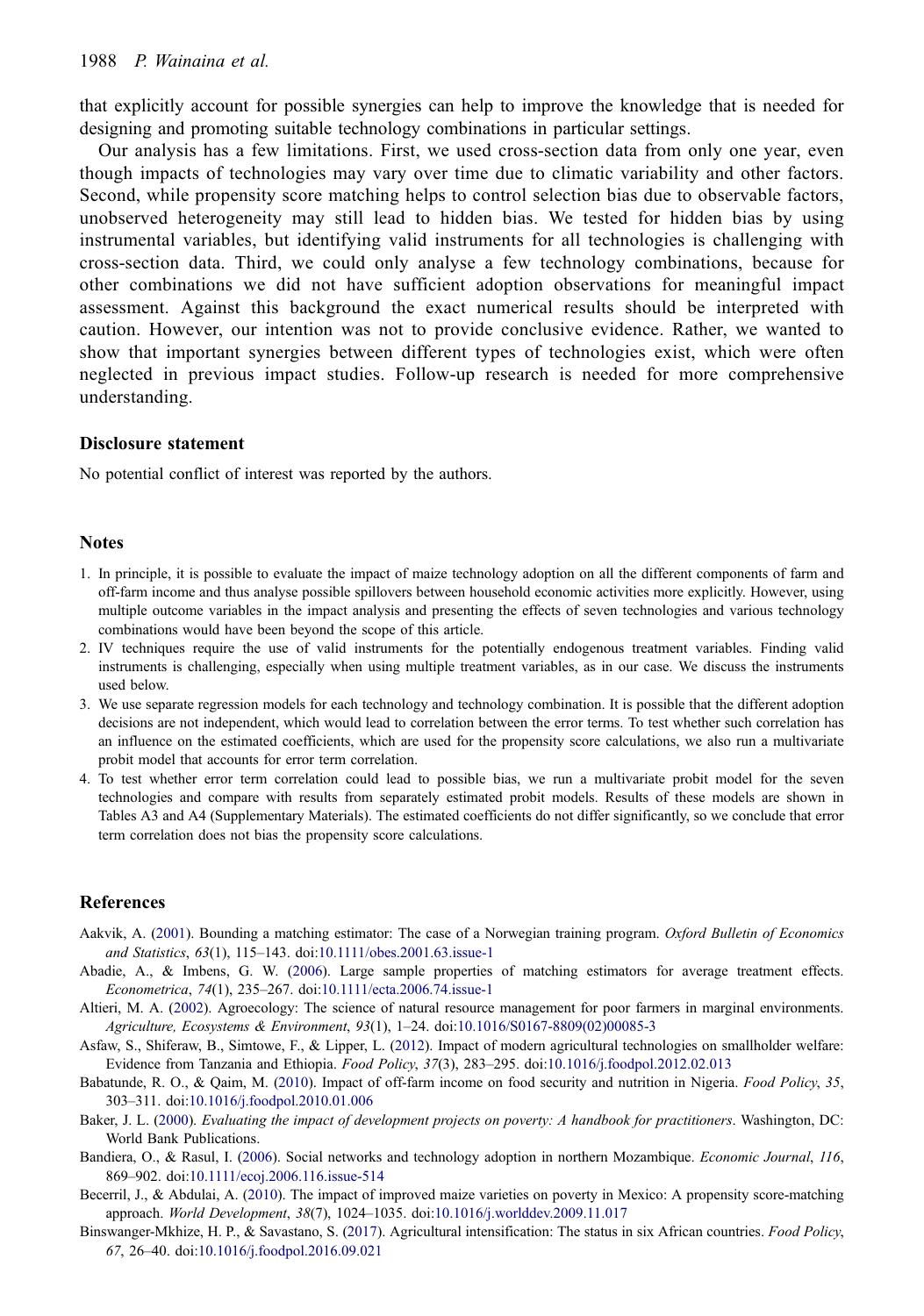that explicitly account for possible synergies can help to improve the knowledge that is needed for designing and promoting suitable technology combinations in particular settings.

Our analysis has a few limitations. First, we used cross-section data from only one year, even though impacts of technologies may vary over time due to climatic variability and other factors. Second, while propensity score matching helps to control selection bias due to observable factors, unobserved heterogeneity may still lead to hidden bias. We tested for hidden bias by using instrumental variables, but identifying valid instruments for all technologies is challenging with cross-section data. Third, we could only analyse a few technology combinations, because for other combinations we did not have sufficient adoption observations for meaningful impact assessment. Against this background the exact numerical results should be interpreted with caution. However, our intention was not to provide conclusive evidence. Rather, we wanted to show that important synergies between different types of technologies exist, which were often neglected in previous impact studies. Follow-up research is needed for more comprehensive understanding.

## Disclosure statement

No potential conflict of interest was reported by the authors.

## Notes

1. In principle, it is possible to evaluate the impact of maize technology adoption on all the different components of farm and off-farm income and thus analyse possible spillovers between household economic activities more explicitly. However, using multiple outcome variables in the impact analysis and presenting the effects of seven technologies and various technology combinations would have been beyond the scope of this article.
2. IV techniques require the use of valid instruments for the potentially endogenous treatment variables. Finding valid instruments is challenging, especially when using multiple treatment variables, as in our case. We discuss the instruments used below.
3. We use separate regression models for each technology and technology combination. It is possible that the different adoption decisions are not independent, which would lead to correlation between the error terms. To test whether such correlation has an influence on the estimated coefficients, which are used for the propensity score calculations, we also run a multivariate probit model that accounts for error term correlation.
4. To test whether error term correlation could lead to possible bias, we run a multivariate probit model for the seven technologies and compare with results from separately estimated probit models. Results of these models are shown in Tables A3 and A4 (Supplementary Materials). The estimated coefficients do not differ significantly, so we conclude that error term correlation does not bias the propensity score calculations.

## References

Aakvik, A. (2001). Bounding a matching estimator: The case of a Norwegian training program. *Oxford Bulletin of Economics and Statistics*, *63*(1), 115–143. doi:10.1111/obes.2001.63.issue-1

Abadie, A., & Imbens, G. W. (2006). Large sample properties of matching estimators for average treatment effects. *Econometrica*, *74*(1), 235–267. doi:10.1111/ecta.2006.74.issue-1

Altieri, M. A. (2002). Agroecology: The science of natural resource management for poor farmers in marginal environments. *Agriculture, Ecosystems & Environment*, *93*(1), 1–24. doi:10.1016/S0167-8809(02)00085-3

Asfaw, S., Shiferaw, B., Simtowe, F., & Lipper, L. (2012). Impact of modern agricultural technologies on smallholder welfare: Evidence from Tanzania and Ethiopia. *Food Policy*, *37*(3), 283–295. doi:10.1016/j.foodpol.2012.02.013

Babatunde, R. O., & Qaim, M. (2010). Impact of off-farm income on food security and nutrition in Nigeria. *Food Policy*, *35*, 303–311. doi:10.1016/j.foodpol.2010.01.006

Baker, J. L. (2000). *Evaluating the impact of development projects on poverty: A handbook for practitioners*. Washington, DC: World Bank Publications.

Bandiera, O., & Rasul, I. (2006). Social networks and technology adoption in northern Mozambique. *Economic Journal*, *116*, 869–902. doi:10.1111/ecoj.2006.116.issue-514

Becerril, J., & Abdulai, A. (2010). The impact of improved maize varieties on poverty in Mexico: A propensity score-matching approach. *World Development*, *38*(7), 1024–1035. doi:10.1016/j.worlddev.2009.11.017

Binswanger-Mkhize, H. P., & Savastano, S. (2017). Agricultural intensification: The status in six African countries. *Food Policy*, *67*, 26–40. doi:10.1016/j.foodpol.2016.09.021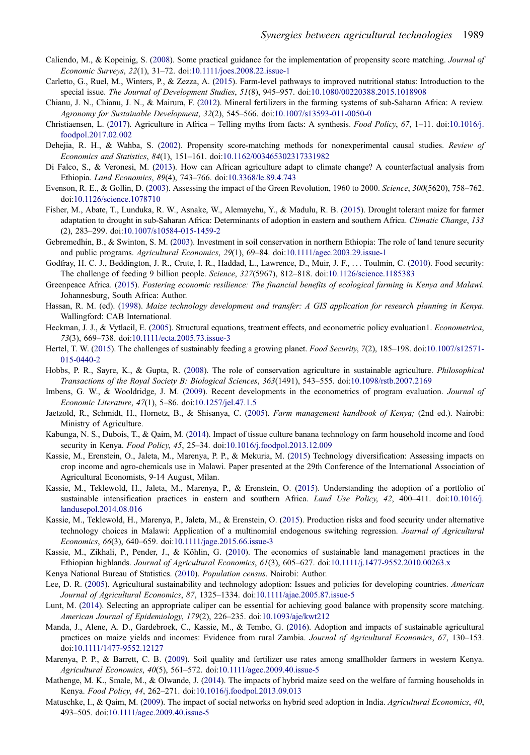Caliendo, M., & Kopeinig, S. (2008). Some practical guidance for the implementation of propensity score matching. *Journal of Economic Surveys*, *22*(1), 31–72. doi:10.1111/joes.2008.22.issue-1

Carletto, G., Ruel, M., Winters, P., & Zezza, A. (2015). Farm-level pathways to improved nutritional status: Introduction to the special issue. *The Journal of Development Studies*, *51*(8), 945–957. doi:10.1080/00220388.2015.1018908

Chianu, J. N., Chianu, J. N., & Mairura, F. (2012). Mineral fertilizers in the farming systems of sub-Saharan Africa: A review. *Agronomy for Sustainable Development*, *32*(2), 545–566. doi:10.1007/s13593-011-0050-0

Christiaensen, L. (2017). Agriculture in Africa – Telling myths from facts: A synthesis. *Food Policy*, *67*, 1–11. doi:10.1016/j.foodpol.2017.02.002

Dehejia, R. H., & Wahba, S. (2002). Propensity score-matching methods for nonexperimental causal studies. *Review of Economics and Statistics*, *84*(1), 151–161. doi:10.1162/003465302317331982

Di Falco, S., & Veronesi, M. (2013). How can African agriculture adapt to climate change? A counterfactual analysis from Ethiopia. *Land Economics*, *89*(4), 743–766. doi:10.3368/le.89.4.743

Evenson, R. E., & Gollin, D. (2003). Assessing the impact of the Green Revolution, 1960 to 2000. *Science*, *300*(5620), 758–762. doi:10.1126/science.1078710

Fisher, M., Abate, T., Lunduka, R. W., Asnake, W., Alemayehu, Y., & Madulu, R. B. (2015). Drought tolerant maize for farmer adaptation to drought in sub-Saharan Africa: Determinants of adoption in eastern and southern Africa. *Climatic Change*, *133* (2), 283–299. doi:10.1007/s10584-015-1459-2

Gebremedhin, B., & Swinton, S. M. (2003). Investment in soil conservation in northern Ethiopia: The role of land tenure security and public programs. *Agricultural Economics*, *29*(1), 69–84. doi:10.1111/agec.2003.29.issue-1

Godfray, H. C. J., Beddington, J. R., Crute, I. R., Haddad, L., Lawrence, D., Muir, J. F., . . . Toulmin, C. (2010). Food security: The challenge of feeding 9 billion people. *Science*, *327*(5967), 812–818. doi:10.1126/science.1185383

Greenpeace Africa. (2015). *Fostering economic resilience: The financial benefits of ecological farming in Kenya and Malawi*. Johannesburg, South Africa: Author.

Hassan, R. M. (ed). (1998). *Maize technology development and transfer: A GIS application for research planning in Kenya*. Wallingford: CAB International.

Heckman, J. J., & Vytlacil, E. (2005). Structural equations, treatment effects, and econometric policy evaluation1. *Econometrica*, *73*(3), 669–738. doi:10.1111/ecta.2005.73.issue-3

Hertel, T. W. (2015). The challenges of sustainably feeding a growing planet. *Food Security*, *7*(2), 185–198. doi:10.1007/s12571-015-0440-2

Hobbs, P. R., Sayre, K., & Gupta, R. (2008). The role of conservation agriculture in sustainable agriculture. *Philosophical Transactions of the Royal Society B: Biological Sciences*, *363*(1491), 543–555. doi:10.1098/rstb.2007.2169

Imbens, G. W., & Wooldridge, J. M. (2009). Recent developments in the econometrics of program evaluation. *Journal of Economic Literature*, *47*(1), 5–86. doi:10.1257/jel.47.1.5

Jaetzold, R., Schmidt, H., Hornetz, B., & Shisanya, C. (2005). *Farm management handbook of Kenya;* (2nd ed.). Nairobi: Ministry of Agriculture.

Kabunga, N. S., Dubois, T., & Qaim, M. (2014). Impact of tissue culture banana technology on farm household income and food security in Kenya. *Food Policy*, *45*, 25–34. doi:10.1016/j.foodpol.2013.12.009

Kassie, M., Erenstein, O., Jaleta, M., Marenya, P. P., & Mekuria, M. (2015) Technology diversification: Assessing impacts on crop income and agro-chemicals use in Malawi. Paper presented at the 29th Conference of the International Association of Agricultural Economists, 9-14 August, Milan.

Kassie, M., Teklewold, H., Jaleta, M., Marenya, P., & Erenstein, O. (2015). Understanding the adoption of a portfolio of sustainable intensification practices in eastern and southern Africa. *Land Use Policy*, *42*, 400–411. doi:10.1016/j.landusepol.2014.08.016

Kassie, M., Teklewold, H., Marenya, P., Jaleta, M., & Erenstein, O. (2015). Production risks and food security under alternative technology choices in Malawi: Application of a multinomial endogenous switching regression. *Journal of Agricultural Economics*, *66*(3), 640–659. doi:10.1111/jage.2015.66.issue-3

Kassie, M., Zikhali, P., Pender, J., & Köhlin, G. (2010). The economics of sustainable land management practices in the Ethiopian highlands. *Journal of Agricultural Economics*, *61*(3), 605–627. doi:10.1111/j.1477-9552.2010.00263.x

Kenya National Bureau of Statistics. (2010). *Population census*. Nairobi: Author.

Lee, D. R. (2005). Agricultural sustainability and technology adoption: Issues and policies for developing countries. *American Journal of Agricultural Economics*, *87*, 1325–1334. doi:10.1111/ajae.2005.87.issue-5

Lunt, M. (2014). Selecting an appropriate caliper can be essential for achieving good balance with propensity score matching. *American Journal of Epidemiology*, *179*(2), 226–235. doi:10.1093/aje/kwt212

Manda, J., Alene, A. D., Gardebroek, C., Kassie, M., & Tembo, G. (2016). Adoption and impacts of sustainable agricultural practices on maize yields and incomes: Evidence from rural Zambia. *Journal of Agricultural Economics*, *67*, 130–153. doi:10.1111/1477-9552.12127

Marenya, P. P., & Barrett, C. B. (2009). Soil quality and fertilizer use rates among smallholder farmers in western Kenya. *Agricultural Economics*, *40*(5), 561–572. doi:10.1111/agec.2009.40.issue-5

Mathenge, M. K., Smale, M., & Olwande, J. (2014). The impacts of hybrid maize seed on the welfare of farming households in Kenya. *Food Policy*, *44*, 262–271. doi:10.1016/j.foodpol.2013.09.013

Matuschke, I., & Qaim, M. (2009). The impact of social networks on hybrid seed adoption in India. *Agricultural Economics*, *40*, 493–505. doi:10.1111/agec.2009.40.issue-5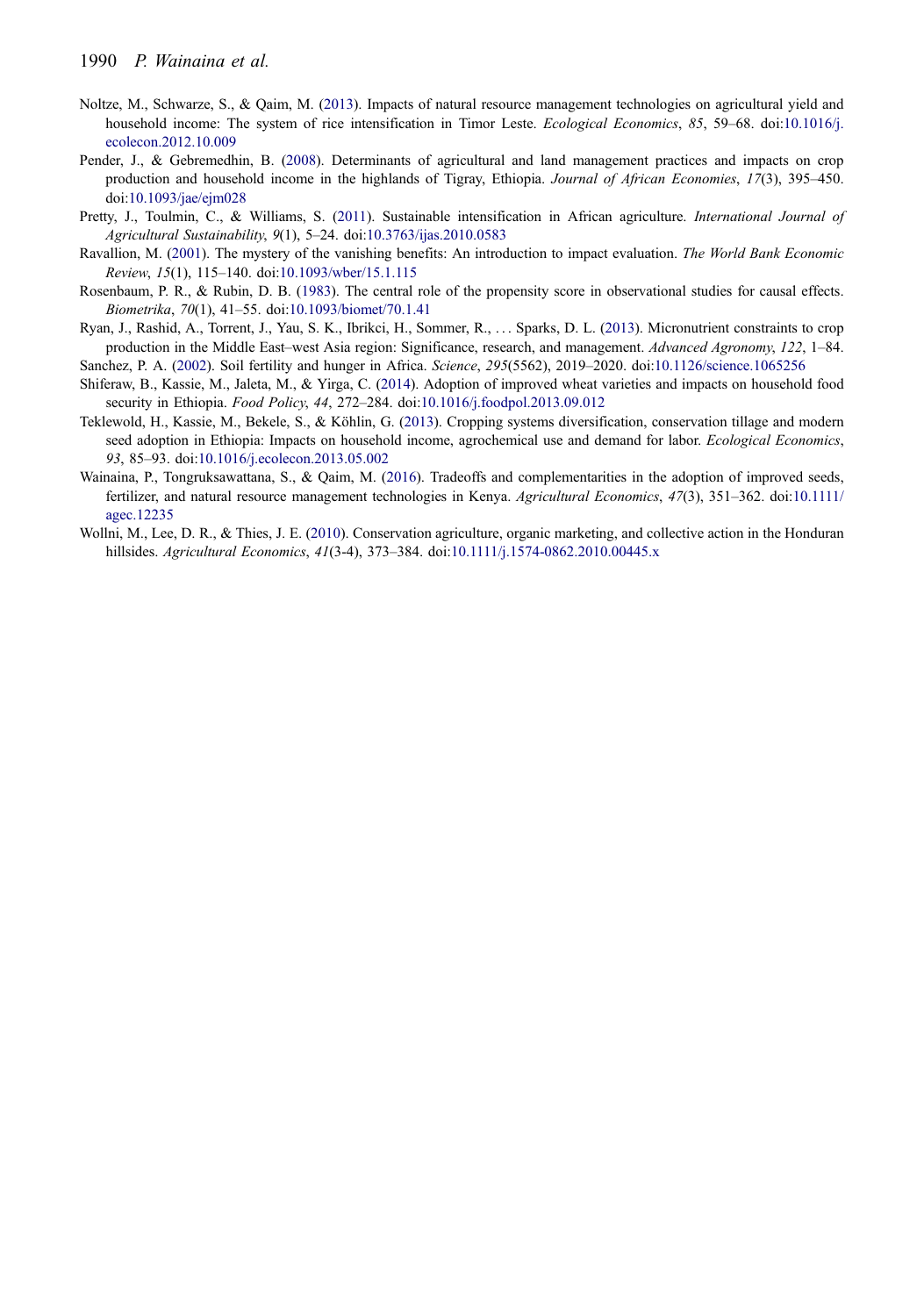Noltze, M., Schwarze, S., & Qaim, M. (2013). Impacts of natural resource management technologies on agricultural yield and household income: The system of rice intensification in Timor Leste. *Ecological Economics*, *85*, 59–68. doi:10.1016/j.ecolecon.2012.10.009

Pender, J., & Gebremedhin, B. (2008). Determinants of agricultural and land management practices and impacts on crop production and household income in the highlands of Tigray, Ethiopia. *Journal of African Economies*, *17*(3), 395–450. doi:10.1093/jae/ejm028

Pretty, J., Toulmin, C., & Williams, S. (2011). Sustainable intensification in African agriculture. *International Journal of Agricultural Sustainability*, *9*(1), 5–24. doi:10.3763/ijas.2010.0583

Ravallion, M. (2001). The mystery of the vanishing benefits: An introduction to impact evaluation. *The World Bank Economic Review*, *15*(1), 115–140. doi:10.1093/wber/15.1.115

Rosenbaum, P. R., & Rubin, D. B. (1983). The central role of the propensity score in observational studies for causal effects. *Biometrika*, *70*(1), 41–55. doi:10.1093/biomet/70.1.41

Ryan, J., Rashid, A., Torrent, J., Yau, S. K., Ibrikci, H., Sommer, R., … Sparks, D. L. (2013). Micronutrient constraints to crop production in the Middle East–west Asia region: Significance, research, and management. *Advanced Agronomy*, *122*, 1–84.

Sanchez, P. A. (2002). Soil fertility and hunger in Africa. *Science*, *295*(5562), 2019–2020. doi:10.1126/science.1065256

Shiferaw, B., Kassie, M., Jaleta, M., & Yirga, C. (2014). Adoption of improved wheat varieties and impacts on household food security in Ethiopia. *Food Policy*, *44*, 272–284. doi:10.1016/j.foodpol.2013.09.012

Teklewold, H., Kassie, M., Bekele, S., & Köhlin, G. (2013). Cropping systems diversification, conservation tillage and modern seed adoption in Ethiopia: Impacts on household income, agrochemical use and demand for labor. *Ecological Economics*, *93*, 85–93. doi:10.1016/j.ecolecon.2013.05.002

Wainaina, P., Tongruksawattana, S., & Qaim, M. (2016). Tradeoffs and complementarities in the adoption of improved seeds, fertilizer, and natural resource management technologies in Kenya. *Agricultural Economics*, *47*(3), 351–362. doi:10.1111/agec.12235

Wollni, M., Lee, D. R., & Thies, J. E. (2010). Conservation agriculture, organic marketing, and collective action in the Honduran hillsides. *Agricultural Economics*, *41*(3-4), 373–384. doi:10.1111/j.1574-0862.2010.00445.x